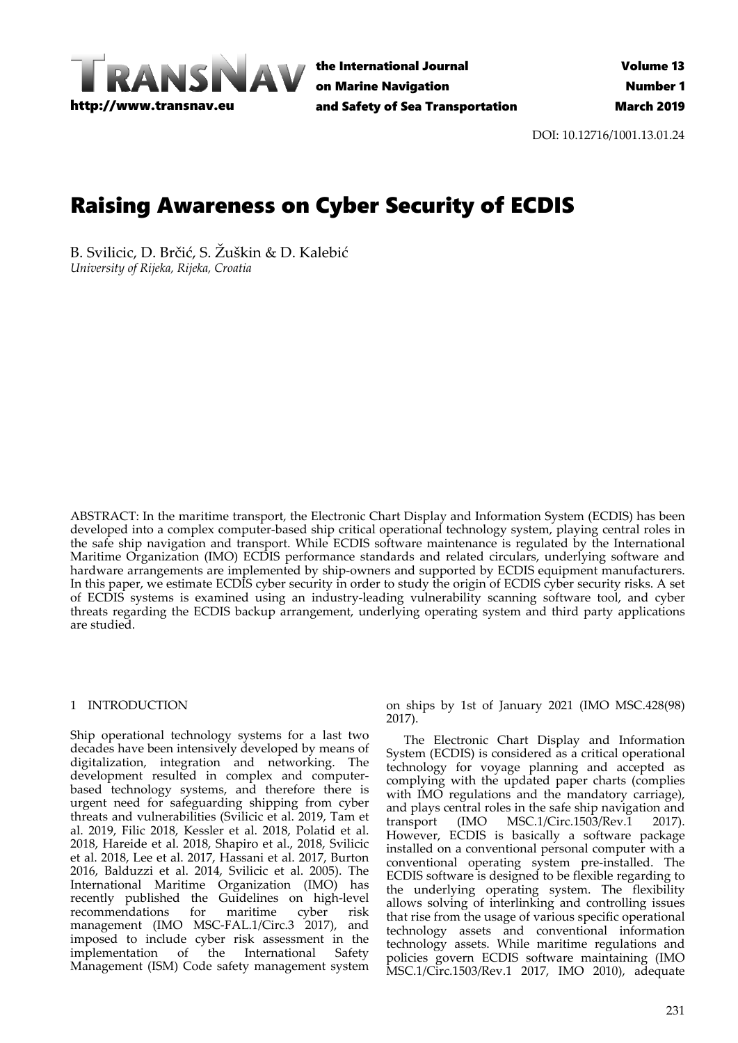# Raising Awareness on Cyber Security of ECDIS

B. Svilicic, D. Brčić, S. Žuškin & D. Kalebić
*University of Rijeka, Rijeka, Croatia*

ABSTRACT: In the maritime transport, the Electronic Chart Display and Information System (ECDIS) has been developed into a complex computer-based ship critical operational technology system, playing central roles in the safe ship navigation and transport. While ECDIS software maintenance is regulated by the International Maritime Organization (IMO) ECDIS performance standards and related circulars, underlying software and hardware arrangements are implemented by ship-owners and supported by ECDIS equipment manufacturers. In this paper, we estimate ECDIS cyber security in order to study the origin of ECDIS cyber security risks. A set of ECDIS systems is examined using an industry-leading vulnerability scanning software tool, and cyber threats regarding the ECDIS backup arrangement, underlying operating system and third party applications are studied.

## 1 INTRODUCTION

Ship operational technology systems for a last two decades have been intensively developed by means of digitalization, integration and networking. The development resulted in complex and computer-based technology systems, and therefore there is urgent need for safeguarding shipping from cyber threats and vulnerabilities (Svilicic et al. 2019, Tam et al. 2019, Filic 2018, Kessler et al. 2018, Polatid et al. 2018, Hareide et al. 2018, Shapiro et al., 2018, Svilicic et al. 2018, Lee et al. 2017, Hassani et al. 2017, Burton 2016, Balduzzi et al. 2014, Svilicic et al. 2005). The International Maritime Organization (IMO) has recently published the Guidelines on high-level recommendations for maritime cyber risk management (IMO MSC-FAL.1/Circ.3 2017), and imposed to include cyber risk assessment in the implementation of the International Safety Management (ISM) Code safety management system on ships by 1st of January 2021 (IMO MSC.428(98) 2017).

The Electronic Chart Display and Information System (ECDIS) is considered as a critical operational technology for voyage planning and accepted as complying with the updated paper charts (complies with IMO regulations and the mandatory carriage), and plays central roles in the safe ship navigation and transport (IMO MSC.1/Circ.1503/Rev.1 2017). However, ECDIS is basically a software package installed on a conventional personal computer with a conventional operating system pre-installed. The ECDIS software is designed to be flexible regarding to the underlying operating system. The flexibility allows solving of interlinking and controlling issues that rise from the usage of various specific operational technology assets and conventional information technology assets. While maritime regulations and policies govern ECDIS software maintaining (IMO MSC.1/Circ.1503/Rev.1 2017, IMO 2010), adequate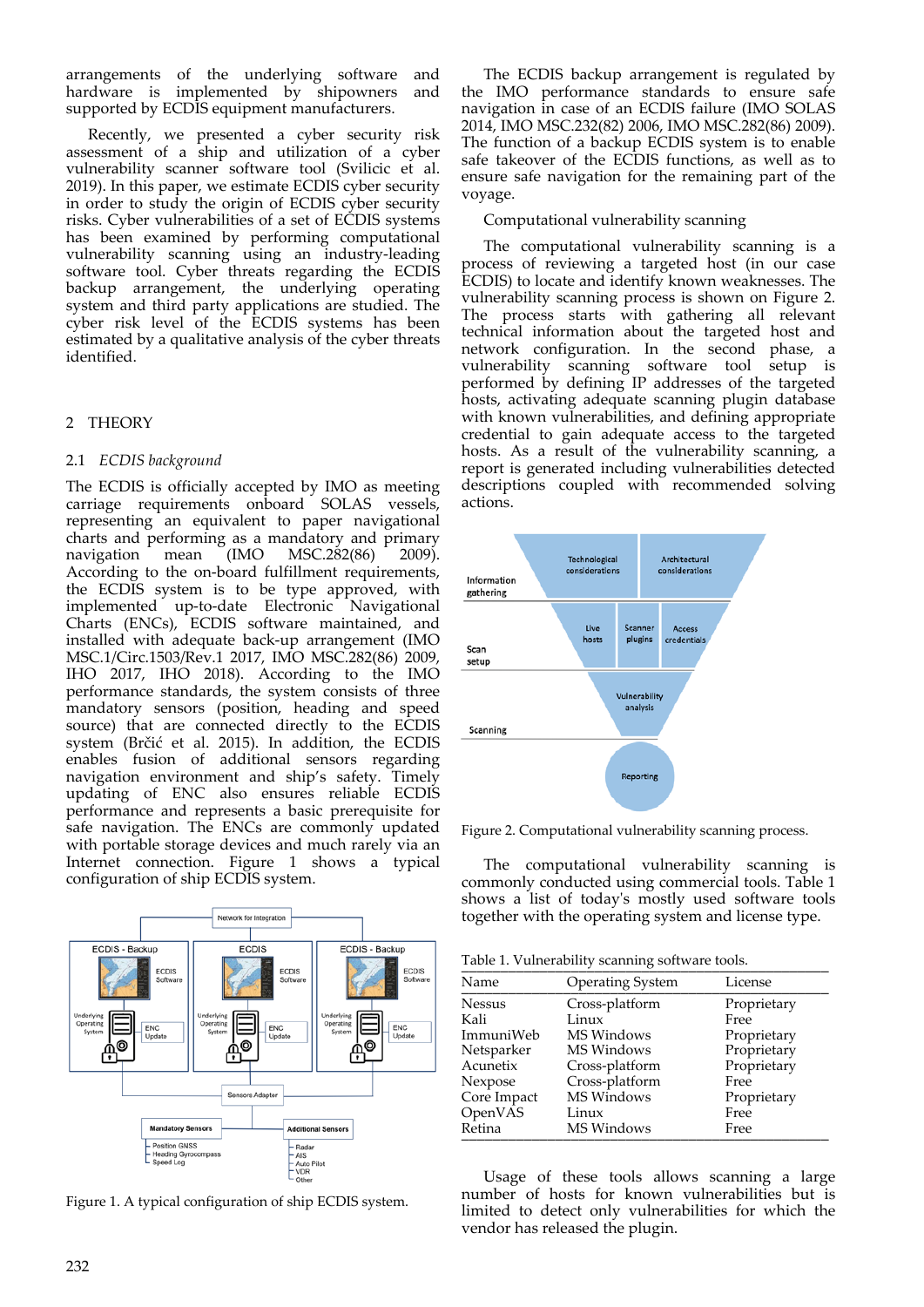arrangements of the underlying software and hardware is implemented by shipowners and supported by ECDIS equipment manufacturers.

Recently, we presented a cyber security risk assessment of a ship and utilization of a cyber vulnerability scanner software tool (Svilicic et al. 2019). In this paper, we estimate ECDIS cyber security in order to study the origin of ECDIS cyber security risks. Cyber vulnerabilities of a set of ECDIS systems has been examined by performing computational vulnerability scanning using an industry-leading software tool. Cyber threats regarding the ECDIS backup arrangement, the underlying operating system and third party applications are studied. The cyber risk level of the ECDIS systems has been estimated by a qualitative analysis of the cyber threats identified.

## 2 THEORY

### 2.1 *ECDIS background*

The ECDIS is officially accepted by IMO as meeting carriage requirements onboard SOLAS vessels, representing an equivalent to paper navigational charts and performing as a mandatory and primary navigation mean (IMO MSC.282(86) 2009). According to the on-board fulfillment requirements, the ECDIS system is to be type approved, with implemented up-to-date Electronic Navigational Charts (ENCs), ECDIS software maintained, and installed with adequate back-up arrangement (IMO MSC.1/Circ.1503/Rev.1 2017, IMO MSC.282(86) 2009, IHO 2017, IHO 2018). According to the IMO performance standards, the system consists of three mandatory sensors (position, heading and speed source) that are connected directly to the ECDIS system (Brčić et al. 2015). In addition, the ECDIS enables fusion of additional sensors regarding navigation environment and ship's safety. Timely updating of ENC also ensures reliable ECDIS performance and represents a basic prerequisite for safe navigation. The ENCs are commonly updated with portable storage devices and much rarely via an Internet connection. Figure 1 shows a typical configuration of ship ECDIS system.

Figure 1. A typical configuration of ship ECDIS system.

The ECDIS backup arrangement is regulated by the IMO performance standards to ensure safe navigation in case of an ECDIS failure (IMO SOLAS 2014, IMO MSC.232(82) 2006, IMO MSC.282(86) 2009). The function of a backup ECDIS system is to enable safe takeover of the ECDIS functions, as well as to ensure safe navigation for the remaining part of the voyage.

Computational vulnerability scanning

The computational vulnerability scanning is a process of reviewing a targeted host (in our case ECDIS) to locate and identify known weaknesses. The vulnerability scanning process is shown on Figure 2. The process starts with gathering all relevant technical information about the targeted host and network configuration. In the second phase, a vulnerability scanning software tool setup is performed by defining IP addresses of the targeted hosts, activating adequate scanning plugin database with known vulnerabilities, and defining appropriate credential to gain adequate access to the targeted hosts. As a result of the vulnerability scanning, a report is generated including vulnerabilities detected descriptions coupled with recommended solving actions.

Figure 2. Computational vulnerability scanning process.

The computational vulnerability scanning is commonly conducted using commercial tools. Table 1 shows a list of today's mostly used software tools together with the operating system and license type.

Table 1. Vulnerability scanning software tools.

| Name | Operating System | License |
|---|---|---|
| Nessus | Cross-platform | Proprietary |
| Kali | Linux | Free |
| ImmuniWeb | MS Windows | Proprietary |
| Netsparker | MS Windows | Proprietary |
| Acunetix | Cross-platform | Proprietary |
| Nexpose | Cross-platform | Free |
| Core Impact | MS Windows | Proprietary |
| OpenVAS | Linux | Free |
| Retina | MS Windows | Free |

Usage of these tools allows scanning a large number of hosts for known vulnerabilities but is limited to detect only vulnerabilities for which the vendor has released the plugin.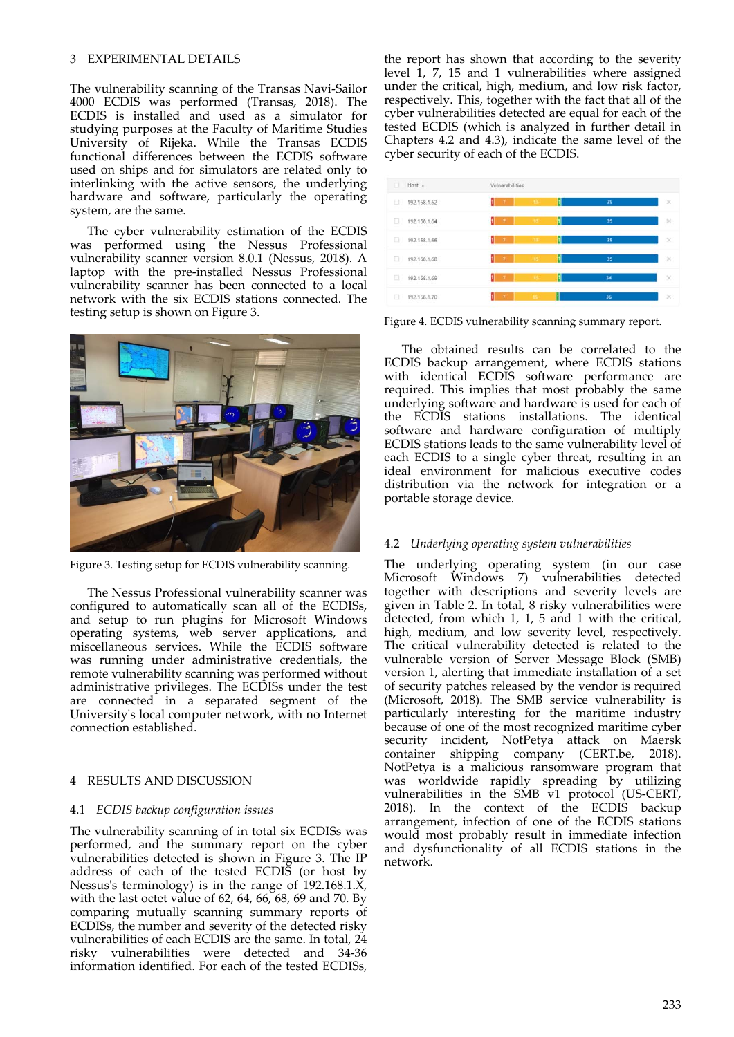## 3 EXPERIMENTAL DETAILS

The vulnerability scanning of the Transas Navi-Sailor 4000 ECDIS was performed (Transas, 2018). The ECDIS is installed and used as a simulator for studying purposes at the Faculty of Maritime Studies University of Rijeka. While the Transas ECDIS functional differences between the ECDIS software used on ships and for simulators are related only to interlinking with the active sensors, the underlying hardware and software, particularly the operating system, are the same.

The cyber vulnerability estimation of the ECDIS was performed using the Nessus Professional vulnerability scanner version 8.0.1 (Nessus, 2018). A laptop with the pre-installed Nessus Professional vulnerability scanner has been connected to a local network with the six ECDIS stations connected. The testing setup is shown on Figure 3.

Figure 3. Testing setup for ECDIS vulnerability scanning.

The Nessus Professional vulnerability scanner was configured to automatically scan all of the ECDISs, and setup to run plugins for Microsoft Windows operating systems, web server applications, and miscellaneous services. While the ECDIS software was running under administrative credentials, the remote vulnerability scanning was performed without administrative privileges. The ECDISs under the test are connected in a separated segment of the University's local computer network, with no Internet connection established.

## 4 RESULTS AND DISCUSSION

### 4.1 *ECDIS backup configuration issues*

The vulnerability scanning of in total six ECDISs was performed, and the summary report on the cyber vulnerabilities detected is shown in Figure 3. The IP address of each of the tested ECDIS (or host by Nessus's terminology) is in the range of 192.168.1.X, with the last octet value of 62, 64, 66, 68, 69 and 70. By comparing mutually scanning summary reports of ECDISs, the number and severity of the detected risky vulnerabilities of each ECDIS are the same. In total, 24 risky vulnerabilities were detected and 34-36 information identified. For each of the tested ECDISs, the report has shown that according to the severity level 1, 7, 15 and 1 vulnerabilities where assigned under the critical, high, medium, and low risk factor, respectively. This, together with the fact that all of the cyber vulnerabilities detected are equal for each of the tested ECDIS (which is analyzed in further detail in Chapters 4.2 and 4.3), indicate the same level of the cyber security of each of the ECDIS.

| Host | Vulnerabilities |
|---|---|
| 192.168.1.62 | 1 7 15 1 35 |
| 192.168.1.64 | 1 7 15 1 35 |
| 192.168.1.66 | 1 7 15 1 35 |
| 192.168.1.68 | 1 7 15 1 35 |
| 192.168.1.69 | 1 7 15 1 34 |
| 192.168.1.70 | 1 7 15 1 36 |

Figure 4. ECDIS vulnerability scanning summary report.

The obtained results can be correlated to the ECDIS backup arrangement, where ECDIS stations with identical ECDIS software performance are required. This implies that most probably the same underlying software and hardware is used for each of the ECDIS stations installations. The identical software and hardware configuration of multiply ECDIS stations leads to the same vulnerability level of each ECDIS to a single cyber threat, resulting in an ideal environment for malicious executive codes distribution via the network for integration or a portable storage device.

### 4.2 *Underlying operating system vulnerabilities*

The underlying operating system (in our case Microsoft Windows 7) vulnerabilities detected together with descriptions and severity levels are given in Table 2. In total, 8 risky vulnerabilities were detected, from which 1, 1, 5 and 1 with the critical, high, medium, and low severity level, respectively. The critical vulnerability detected is related to the vulnerable version of Server Message Block (SMB) version 1, alerting that immediate installation of a set of security patches released by the vendor is required (Microsoft, 2018). The SMB service vulnerability is particularly interesting for the maritime industry because of one of the most recognized maritime cyber security incident, NotPetya attack on Maersk container shipping company (CERT.be, 2018). NotPetya is a malicious ransomware program that was worldwide rapidly spreading by utilizing vulnerabilities in the SMB v1 protocol (US-CERT, 2018). In the context of the ECDIS backup arrangement, infection of one of the ECDIS stations would most probably result in immediate infection and dysfunctionality of all ECDIS stations in the network.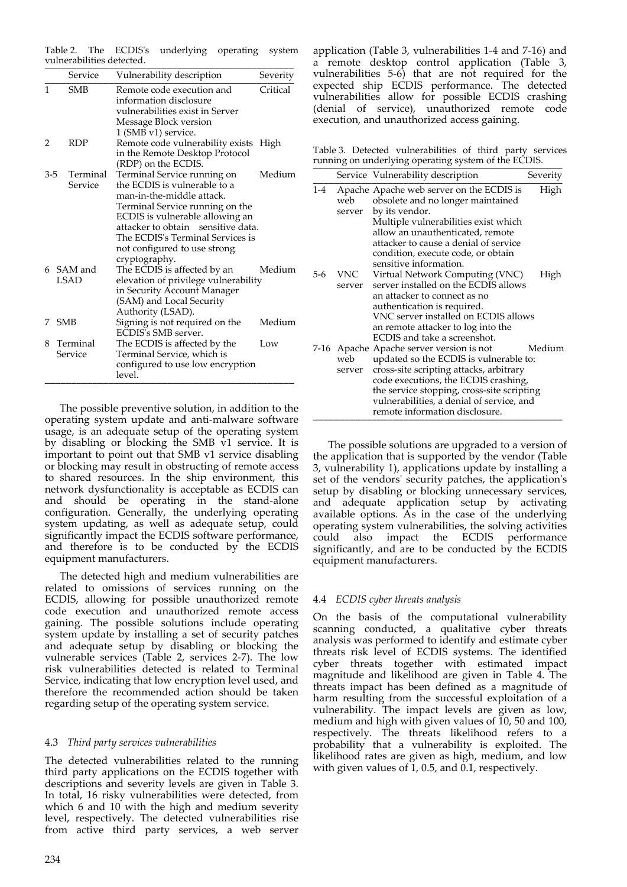Table 2. The ECDIS's underlying operating system vulnerabilities detected.

| | Service | Vulnerability description | Severity |
|---|---|---|---|
| 1 | SMB | Remote code execution and information disclosure vulnerabilities exist in Server Message Block version 1 (SMB v1) service. | Critical |
| 2 | RDP | Remote code vulnerability exists in the Remote Desktop Protocol (RDP) on the ECDIS. | High |
| 3-5 | Terminal Service | Terminal Service running on the ECDIS is vulnerable to a man-in-the-middle attack. Terminal Service running on the ECDIS is vulnerable allowing an attacker to obtain sensitive data. The ECDIS's Terminal Services is not configured to use strong cryptography. | Medium |
| 6 | SAM and LSAD | The ECDIS is affected by an elevation of privilege vulnerability in Security Account Manager (SAM) and Local Security Authority (LSAD). | Medium |
| 7 | SMB | Signing is not required on the ECDIS's SMB server. | Medium |
| 8 | Terminal Service | The ECDIS is affected by the Terminal Service, which is configured to use low encryption level. | Low |

The possible preventive solution, in addition to the operating system update and anti-malware software usage, is an adequate setup of the operating system by disabling or blocking the SMB v1 service. It is important to point out that SMB v1 service disabling or blocking may result in obstructing of remote access to shared resources. In the ship environment, this network dysfunctionality is acceptable as ECDIS can and should be operating in the stand-alone configuration. Generally, the underlying operating system updating, as well as adequate setup, could significantly impact the ECDIS software performance, and therefore is to be conducted by the ECDIS equipment manufacturers.

The detected high and medium vulnerabilities are related to omissions of services running on the ECDIS, allowing for possible unauthorized remote code execution and unauthorized remote access gaining. The possible solutions include operating system update by installing a set of security patches and adequate setup by disabling or blocking the vulnerable services (Table 2, services 2-7). The low risk vulnerabilities detected is related to Terminal Service, indicating that low encryption level used, and therefore the recommended action should be taken regarding setup of the operating system service.

### 4.3 *Third party services vulnerabilities*

The detected vulnerabilities related to the running third party applications on the ECDIS together with descriptions and severity levels are given in Table 3. In total, 16 risky vulnerabilities were detected, from which 6 and 10 with the high and medium severity level, respectively. The detected vulnerabilities rise from active third party services, a web server application (Table 3, vulnerabilities 1-4 and 7-16) and a remote desktop control application (Table 3, vulnerabilities 5-6) that are not required for the expected ship ECDIS performance. The detected vulnerabilities allow for possible ECDIS crashing (denial of service), unauthorized remote code execution, and unauthorized access gaining.

Table 3. Detected vulnerabilities of third party services running on underlying operating system of the ECDIS.

| | Service | Vulnerability description | Severity |
|---|---|---|---|
| 1-4 | Apache web server | Apache web server on the ECDIS is obsolete and no longer maintained by its vendor. Multiple vulnerabilities exist which allow an unauthenticated, remote attacker to cause a denial of service condition, execute code, or obtain sensitive information. | High |
| 5-6 | VNC server | Virtual Network Computing (VNC) server installed on the ECDIS allows an attacker to connect as no authentication is required. VNC server installed on ECDIS allows an remote attacker to log into the ECDIS and take a screenshot. | High |
| 7-16 | Apache web server | Apache server version is not updated so the ECDIS is vulnerable to: cross-site scripting attacks, arbitrary code executions, the ECDIS crashing, the service stopping, cross-site scripting vulnerabilities, a denial of service, and remote information disclosure. | Medium |

The possible solutions are upgraded to a version of the application that is supported by the vendor (Table 3, vulnerability 1), applications update by installing a set of the vendors' security patches, the application's setup by disabling or blocking unnecessary services, and adequate application setup by activating available options. As in the case of the underlying operating system vulnerabilities, the solving activities could also impact the ECDIS performance significantly, and are to be conducted by the ECDIS equipment manufacturers.

### 4.4 *ECDIS cyber threats analysis*

On the basis of the computational vulnerability scanning conducted, a qualitative cyber threats analysis was performed to identify and estimate cyber threats risk level of ECDIS systems. The identified cyber threats together with estimated impact magnitude and likelihood are given in Table 4. The threats impact has been defined as a magnitude of harm resulting from the successful exploitation of a vulnerability. The impact levels are given as low, medium and high with given values of 10, 50 and 100, respectively. The threats likelihood refers to a probability that a vulnerability is exploited. The likelihood rates are given as high, medium, and low with given values of 1, 0.5, and 0.1, respectively.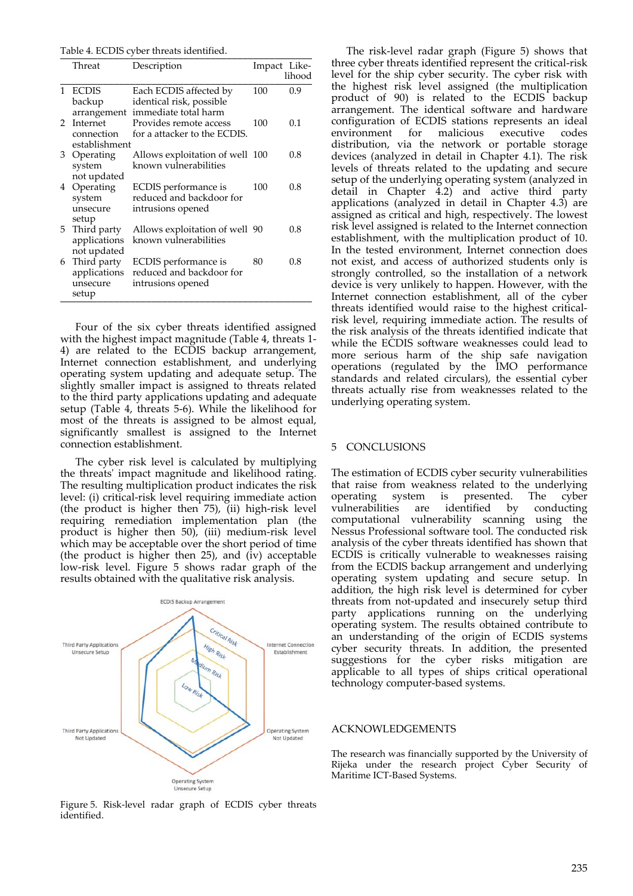Table 4. ECDIS cyber threats identified.

| | Threat | Description | Impact | Like-lihood |
|---|---|---|---|---|
| 1 | ECDIS backup arrangement | Each ECDIS affected by identical risk, possible immediate total harm | 100 | 0.9 |
| 2 | Internet connection establishment | Provides remote access for a attacker to the ECDIS. | 100 | 0.1 |
| 3 | Operating system not updated | Allows exploitation of well known vulnerabilities | 100 | 0.8 |
| 4 | Operating system unsecure setup | ECDIS performance is reduced and backdoor for intrusions opened | 100 | 0.8 |
| 5 | Third party applications not updated | Allows exploitation of well known vulnerabilities | 90 | 0.8 |
| 6 | Third party applications unsecure setup | ECDIS performance is reduced and backdoor for intrusions opened | 80 | 0.8 |

Four of the six cyber threats identified assigned with the highest impact magnitude (Table 4, threats 1-4) are related to the ECDIS backup arrangement, Internet connection establishment, and underlying operating system updating and adequate setup. The slightly smaller impact is assigned to threats related to the third party applications updating and adequate setup (Table 4, threats 5-6). While the likelihood for most of the threats is assigned to be almost equal, significantly smallest is assigned to the Internet connection establishment.

The cyber risk level is calculated by multiplying the threats' impact magnitude and likelihood rating. The resulting multiplication product indicates the risk level: (i) critical-risk level requiring immediate action (the product is higher then 75), (ii) high-risk level requiring remediation implementation plan (the product is higher then 50), (iii) medium-risk level which may be acceptable over the short period of time (the product is higher then 25), and (iv) acceptable low-risk level. Figure 5 shows radar graph of the results obtained with the qualitative risk analysis.

Figure 5. Risk-level radar graph of ECDIS cyber threats identified.

The risk-level radar graph (Figure 5) shows that three cyber threats identified represent the critical-risk level for the ship cyber security. The cyber risk with the highest risk level assigned (the multiplication product of 90) is related to the ECDIS backup arrangement. The identical software and hardware configuration of ECDIS stations represents an ideal environment for malicious executive codes distribution, via the network or portable storage devices (analyzed in detail in Chapter 4.1). The risk levels of threats related to the updating and secure setup of the underlying operating system (analyzed in detail in Chapter 4.2) and active third party applications (analyzed in detail in Chapter 4.3) are assigned as critical and high, respectively. The lowest risk level assigned is related to the Internet connection establishment, with the multiplication product of 10. In the tested environment, Internet connection does not exist, and access of authorized students only is strongly controlled, so the installation of a network device is very unlikely to happen. However, with the Internet connection establishment, all of the cyber threats identified would raise to the highest critical-risk level, requiring immediate action. The results of the risk analysis of the threats identified indicate that while the ECDIS software weaknesses could lead to more serious harm of the ship safe navigation operations (regulated by the IMO performance standards and related circulars), the essential cyber threats actually rise from weaknesses related to the underlying operating system.

## 5 CONCLUSIONS

The estimation of ECDIS cyber security vulnerabilities that raise from weakness related to the underlying operating system is presented. The cyber vulnerabilities are identified by conducting computational vulnerability scanning using the Nessus Professional software tool. The conducted risk analysis of the cyber threats identified has shown that ECDIS is critically vulnerable to weaknesses raising from the ECDIS backup arrangement and underlying operating system updating and secure setup. In addition, the high risk level is determined for cyber threats from not-updated and insecurely setup third party applications running on the underlying operating system. The results obtained contribute to an understanding of the origin of ECDIS systems cyber security threats. In addition, the presented suggestions for the cyber risks mitigation are applicable to all types of ships critical operational technology computer-based systems.

## ACKNOWLEDGEMENTS

The research was financially supported by the University of Rijeka under the research project Cyber Security of Maritime ICT-Based Systems.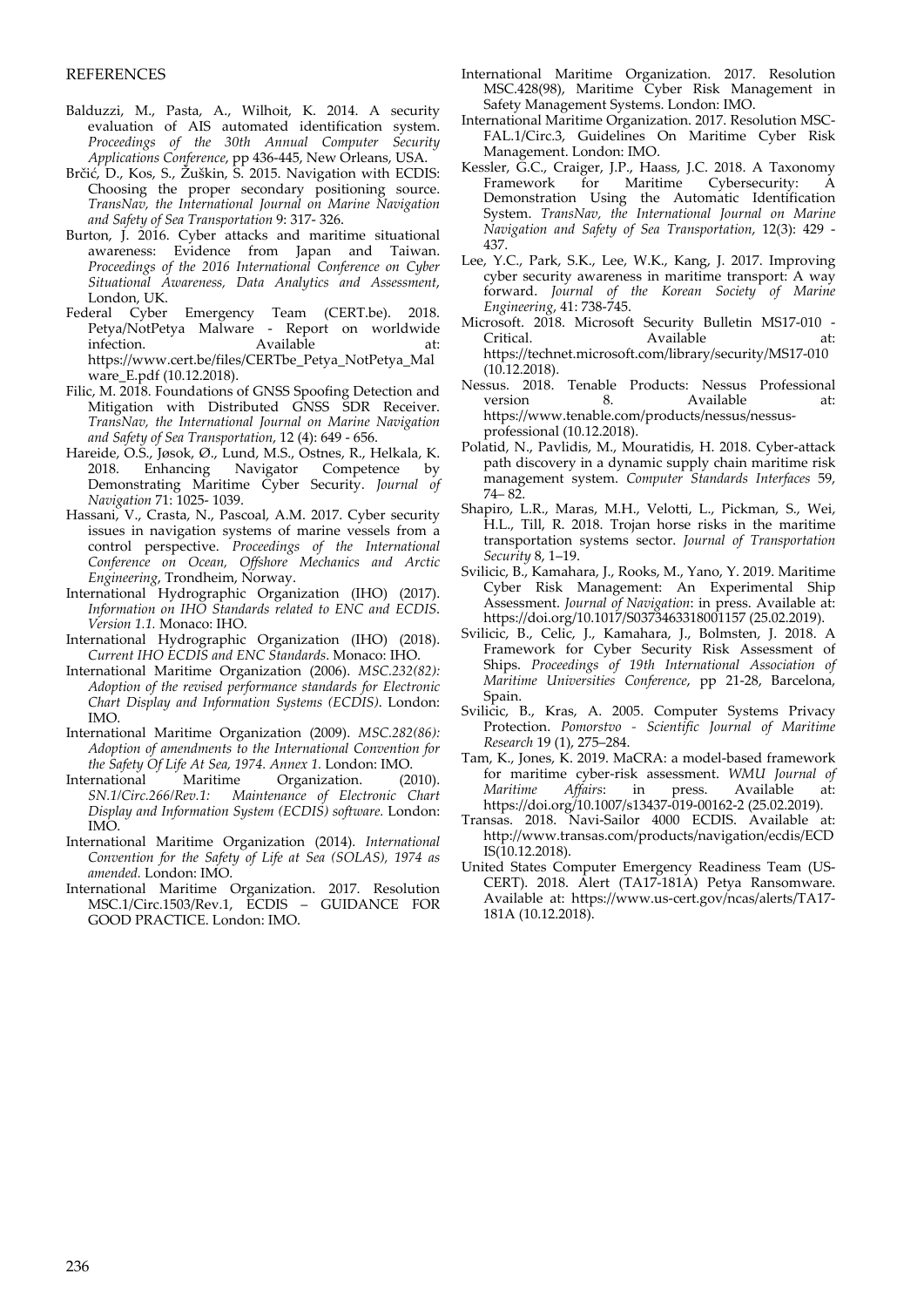## REFERENCES

Balduzzi, M., Pasta, A., Wilhoit, K. 2014. A security evaluation of AIS automated identification system. *Proceedings of the 30th Annual Computer Security Applications Conference*, pp 436-445, New Orleans, USA.

Brčić, D., Kos, S., Žuškin, S. 2015. Navigation with ECDIS: Choosing the proper secondary positioning source. *TransNav, the International Journal on Marine Navigation and Safety of Sea Transportation* 9: 317- 326.

Burton, J. 2016. Cyber attacks and maritime situational awareness: Evidence from Japan and Taiwan. *Proceedings of the 2016 International Conference on Cyber Situational Awareness, Data Analytics and Assessment*, London, UK.

Federal Cyber Emergency Team (CERT.be). 2018. Petya/NotPetya Malware - Report on worldwide infection. Available at: https://www.cert.be/files/CERTbe_Petya_NotPetya_Malware_E.pdf (10.12.2018).

Filic, M. 2018. Foundations of GNSS Spoofing Detection and Mitigation with Distributed GNSS SDR Receiver. *TransNav, the International Journal on Marine Navigation and Safety of Sea Transportation*, 12 (4): 649 - 656.

Hareide, O.S., Jøsok, Ø., Lund, M.S., Ostnes, R., Helkala, K. 2018. Enhancing Navigator Competence by Demonstrating Maritime Cyber Security. *Journal of Navigation* 71: 1025- 1039.

Hassani, V., Crasta, N., Pascoal, A.M. 2017. Cyber security issues in navigation systems of marine vessels from a control perspective. *Proceedings of the International Conference on Ocean, Offshore Mechanics and Arctic Engineering*, Trondheim, Norway.

International Hydrographic Organization (IHO) (2017). *Information on IHO Standards related to ENC and ECDIS. Version 1.1.* Monaco: IHO.

International Hydrographic Organization (IHO) (2018). *Current IHO ECDIS and ENC Standards*. Monaco: IHO.

International Maritime Organization (2006). *MSC.232(82): Adoption of the revised performance standards for Electronic Chart Display and Information Systems (ECDIS)*. London: IMO.

International Maritime Organization (2009). *MSC.282(86): Adoption of amendments to the International Convention for the Safety Of Life At Sea, 1974. Annex 1.* London: IMO.

International Maritime Organization. (2010). *SN.1/Circ.266/Rev.1: Maintenance of Electronic Chart Display and Information System (ECDIS) software.* London: IMO.

International Maritime Organization (2014). *International Convention for the Safety of Life at Sea (SOLAS), 1974 as amended.* London: IMO.

International Maritime Organization. 2017. Resolution MSC.1/Circ.1503/Rev.1, ECDIS – GUIDANCE FOR GOOD PRACTICE. London: IMO.

International Maritime Organization. 2017. Resolution MSC.428(98), Maritime Cyber Risk Management in Safety Management Systems. London: IMO.

International Maritime Organization. 2017. Resolution MSC-FAL.1/Circ.3, Guidelines On Maritime Cyber Risk Management. London: IMO.

Kessler, G.C., Craiger, J.P., Haass, J.C. 2018. A Taxonomy Framework for Maritime Cybersecurity: A Demonstration Using the Automatic Identification System. *TransNav, the International Journal on Marine Navigation and Safety of Sea Transportation*, 12(3): 429 - 437.

Lee, Y.C., Park, S.K., Lee, W.K., Kang, J. 2017. Improving cyber security awareness in maritime transport: A way forward. *Journal of the Korean Society of Marine Engineering*, 41: 738-745.

Microsoft. 2018. Microsoft Security Bulletin MS17-010 - Critical. Available at: https://technet.microsoft.com/library/security/MS17-010 (10.12.2018).

Nessus. 2018. Tenable Products: Nessus Professional version 8. Available at: https://www.tenable.com/products/nessus/nessus-professional (10.12.2018).

Polatid, N., Pavlidis, M., Mouratidis, H. 2018. Cyber-attack path discovery in a dynamic supply chain maritime risk management system. *Computer Standards Interfaces* 59, 74– 82.

Shapiro, L.R., Maras, M.H., Velotti, L., Pickman, S., Wei, H.L., Till, R. 2018. Trojan horse risks in the maritime transportation systems sector. *Journal of Transportation Security* 8, 1–19.

Svilicic, B., Kamahara, J., Rooks, M., Yano, Y. 2019. Maritime Cyber Risk Management: An Experimental Ship Assessment. *Journal of Navigation*: in press. Available at: https://doi.org/10.1017/S0373463318001157 (25.02.2019).

Svilicic, B., Celic, J., Kamahara, J., Bolmsten, J. 2018. A Framework for Cyber Security Risk Assessment of Ships. *Proceedings of 19th International Association of Maritime Universities Conference*, pp 21-28, Barcelona, Spain.

Svilicic, B., Kras, A. 2005. Computer Systems Privacy Protection. *Pomorstvo - Scientific Journal of Maritime Research* 19 (1), 275–284.

Tam, K., Jones, K. 2019. MaCRA: a model-based framework for maritime cyber-risk assessment. *WMU Journal of Maritime Affairs*: in press. Available at: https://doi.org/10.1007/s13437-019-00162-2 (25.02.2019).

Transas. 2018. Navi-Sailor 4000 ECDIS. Available at: http://www.transas.com/products/navigation/ecdis/ECDIS(10.12.2018).

United States Computer Emergency Readiness Team (US-CERT). 2018. Alert (TA17-181A) Petya Ransomware. Available at: https://www.us-cert.gov/ncas/alerts/TA17-181A (10.12.2018).